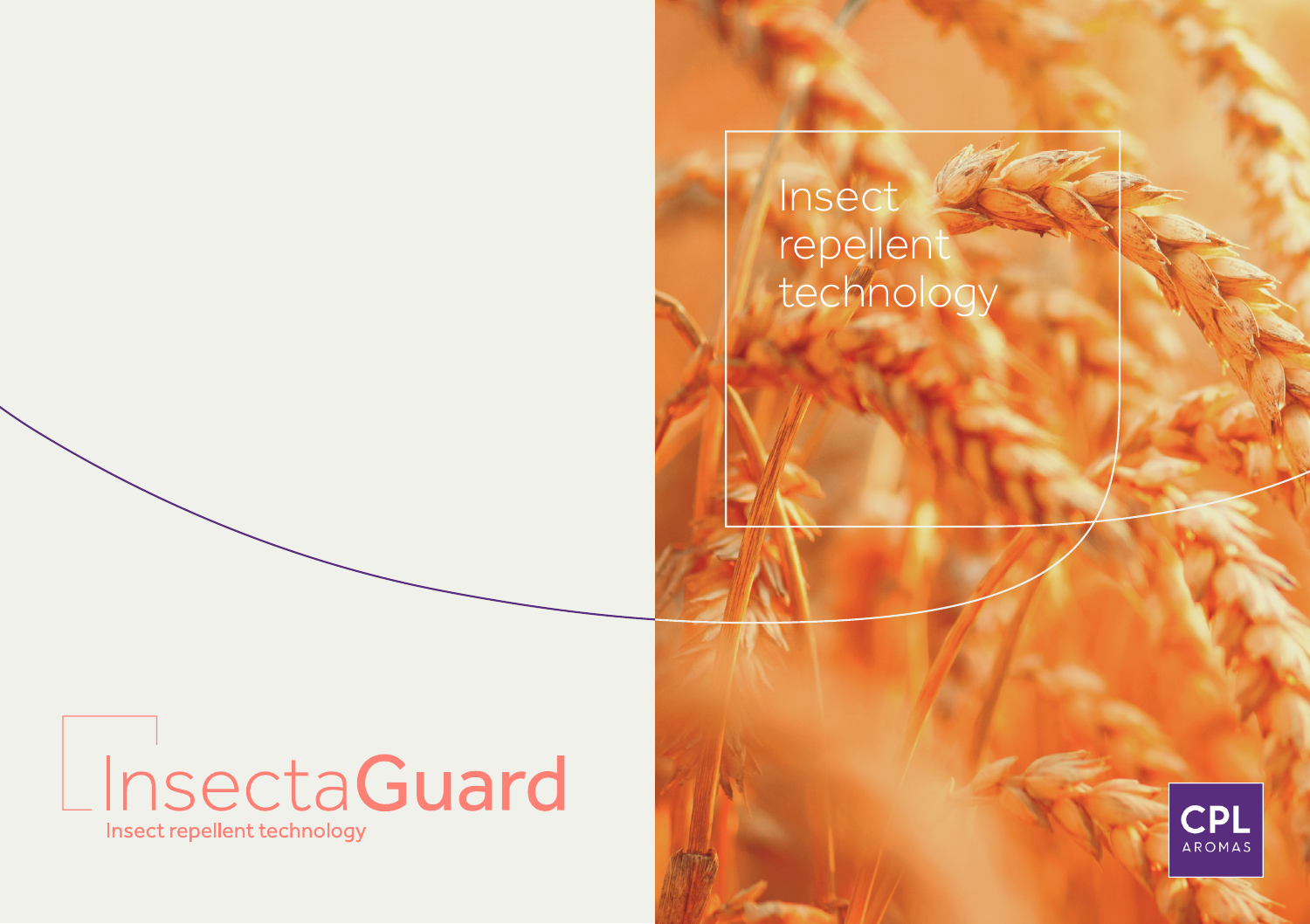# InsectaGuard

Insect repellent technology

## Insect repellent technology

CPL AROMAS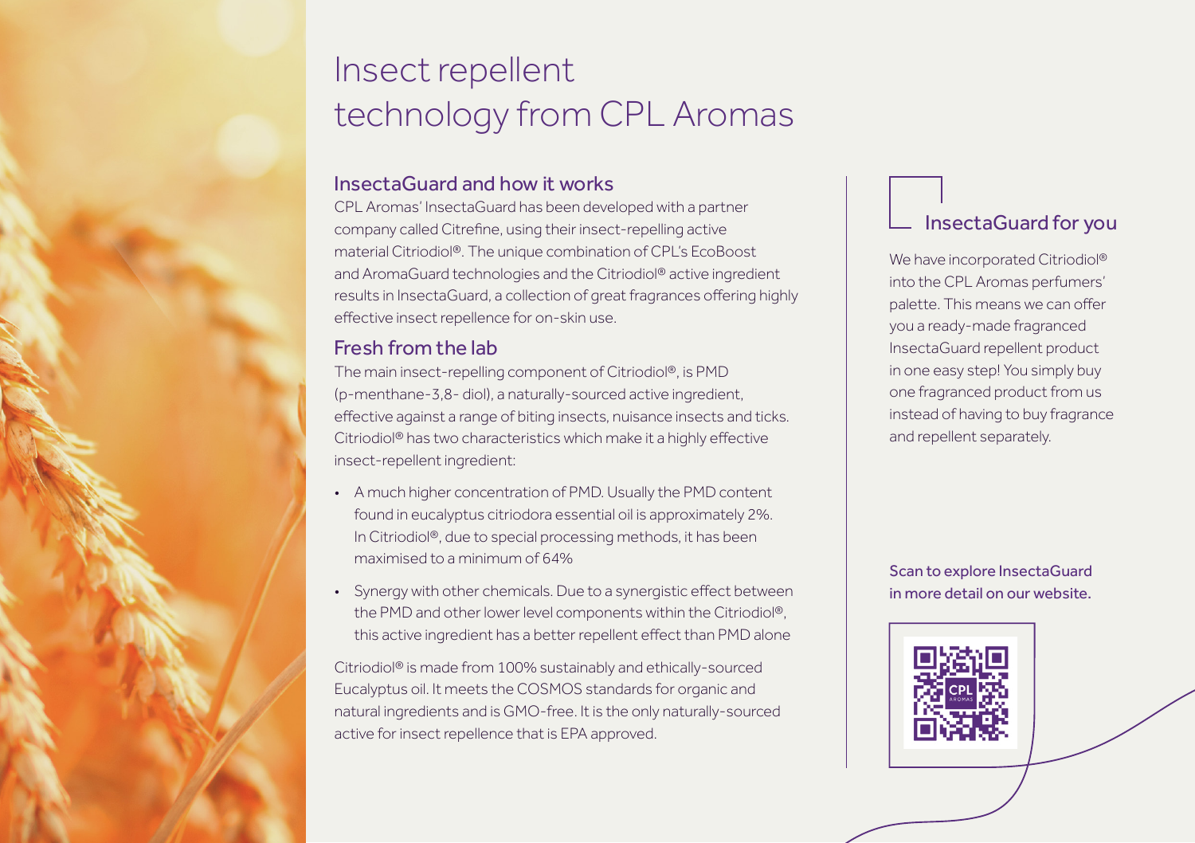# Insect repellent technology from CPL Aromas

## InsectaGuard and how it works

CPL Aromas' InsectaGuard has been developed with a partner company called Citrefine, using their insect-repelling active material Citriodiol®. The unique combination of CPL's EcoBoost and AromaGuard technologies and the Citriodiol® active ingredient results in InsectaGuard, a collection of great fragrances offering highly effective insect repellence for on-skin use.

## Fresh from the lab

The main insect-repelling component of Citriodiol®, is PMD (p-menthane-3,8- diol), a naturally-sourced active ingredient, effective against a range of biting insects, nuisance insects and ticks. Citriodiol® has two characteristics which make it a highly effective insect-repellent ingredient:

- A much higher concentration of PMD. Usually the PMD content found in eucalyptus citriodora essential oil is approximately 2%. In Citriodiol®, due to special processing methods, it has been maximised to a minimum of 64%
- Synergy with other chemicals. Due to a synergistic effect between the PMD and other lower level components within the Citriodiol®, this active ingredient has a better repellent effect than PMD alone

Citriodiol® is made from 100% sustainably and ethically-sourced Eucalyptus oil. It meets the COSMOS standards for organic and natural ingredients and is GMO-free. It is the only naturally-sourced active for insect repellence that is EPA approved.

## InsectaGuard for you

We have incorporated Citriodiol® into the CPL Aromas perfumers' palette. This means we can offer you a ready-made fragranced InsectaGuard repellent product in one easy step! You simply buy one fragranced product from us instead of having to buy fragrance and repellent separately.

Scan to explore InsectaGuard in more detail on our website.